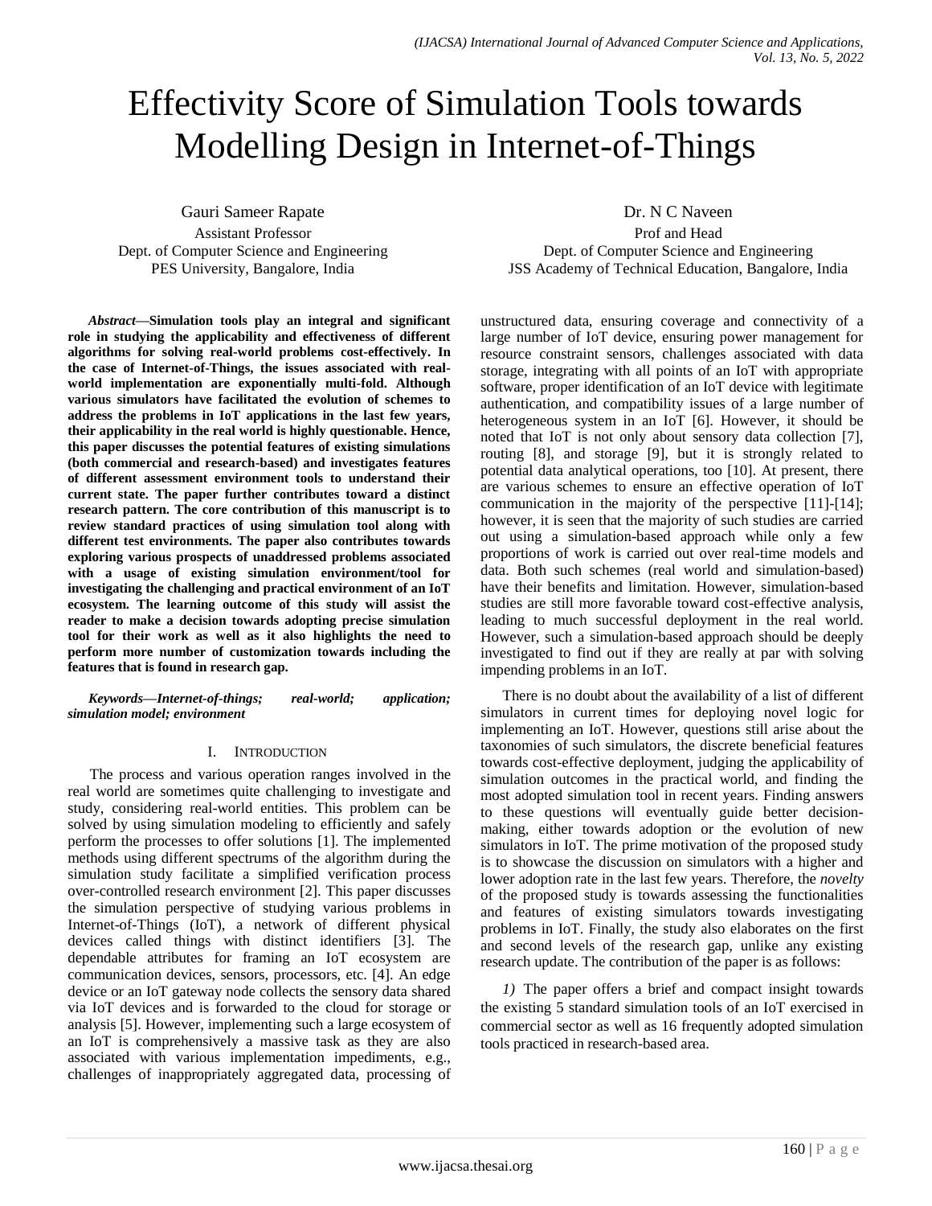# Effectivity Score of Simulation Tools towards Modelling Design in Internet-of-Things

Gauri Sameer Rapate
Assistant Professor
Dept. of Computer Science and Engineering
PES University, Bangalore, India

Dr. N C Naveen
Prof and Head
Dept. of Computer Science and Engineering
JSS Academy of Technical Education, Bangalore, India

***Abstract*—Simulation tools play an integral and significant role in studying the applicability and effectiveness of different algorithms for solving real-world problems cost-effectively. In the case of Internet-of-Things, the issues associated with real-world implementation are exponentially multi-fold. Although various simulators have facilitated the evolution of schemes to address the problems in IoT applications in the last few years, their applicability in the real world is highly questionable. Hence, this paper discusses the potential features of existing simulations (both commercial and research-based) and investigates features of different assessment environment tools to understand their current state. The paper further contributes toward a distinct research pattern. The core contribution of this manuscript is to review standard practices of using simulation tool along with different test environments. The paper also contributes towards exploring various prospects of unaddressed problems associated with a usage of existing simulation environment/tool for investigating the challenging and practical environment of an IoT ecosystem. The learning outcome of this study will assist the reader to make a decision towards adopting precise simulation tool for their work as well as it also highlights the need to perform more number of customization towards including the features that is found in research gap.**

***Keywords*—Internet-of-things; real-world; application; simulation model; environment**

## I. Introduction

The process and various operation ranges involved in the real world are sometimes quite challenging to investigate and study, considering real-world entities. This problem can be solved by using simulation modeling to efficiently and safely perform the processes to offer solutions [1]. The implemented methods using different spectrums of the algorithm during the simulation study facilitate a simplified verification process over-controlled research environment [2]. This paper discusses the simulation perspective of studying various problems in Internet-of-Things (IoT), a network of different physical devices called things with distinct identifiers [3]. The dependable attributes for framing an IoT ecosystem are communication devices, sensors, processors, etc. [4]. An edge device or an IoT gateway node collects the sensory data shared via IoT devices and is forwarded to the cloud for storage or analysis [5]. However, implementing such a large ecosystem of an IoT is comprehensively a massive task as they are also associated with various implementation impediments, e.g., challenges of inappropriately aggregated data, processing of unstructured data, ensuring coverage and connectivity of a large number of IoT device, ensuring power management for resource constraint sensors, challenges associated with data storage, integrating with all points of an IoT with appropriate software, proper identification of an IoT device with legitimate authentication, and compatibility issues of a large number of heterogeneous system in an IoT [6]. However, it should be noted that IoT is not only about sensory data collection [7], routing [8], and storage [9], but it is strongly related to potential data analytical operations, too [10]. At present, there are various schemes to ensure an effective operation of IoT communication in the majority of the perspective [11]-[14]; however, it is seen that the majority of such studies are carried out using a simulation-based approach while only a few proportions of work is carried out over real-time models and data. Both such schemes (real world and simulation-based) have their benefits and limitation. However, simulation-based studies are still more favorable toward cost-effective analysis, leading to much successful deployment in the real world. However, such a simulation-based approach should be deeply investigated to find out if they are really at par with solving impending problems in an IoT.

There is no doubt about the availability of a list of different simulators in current times for deploying novel logic for implementing an IoT. However, questions still arise about the taxonomies of such simulators, the discrete beneficial features towards cost-effective deployment, judging the applicability of simulation outcomes in the practical world, and finding the most adopted simulation tool in recent years. Finding answers to these questions will eventually guide better decision-making, either towards adoption or the evolution of new simulators in IoT. The prime motivation of the proposed study is to showcase the discussion on simulators with a higher and lower adoption rate in the last few years. Therefore, the *novelty* of the proposed study is towards assessing the functionalities and features of existing simulators towards investigating problems in IoT. Finally, the study also elaborates on the first and second levels of the research gap, unlike any existing research update. The contribution of the paper is as follows:

*1)* The paper offers a brief and compact insight towards the existing 5 standard simulation tools of an IoT exercised in commercial sector as well as 16 frequently adopted simulation tools practiced in research-based area.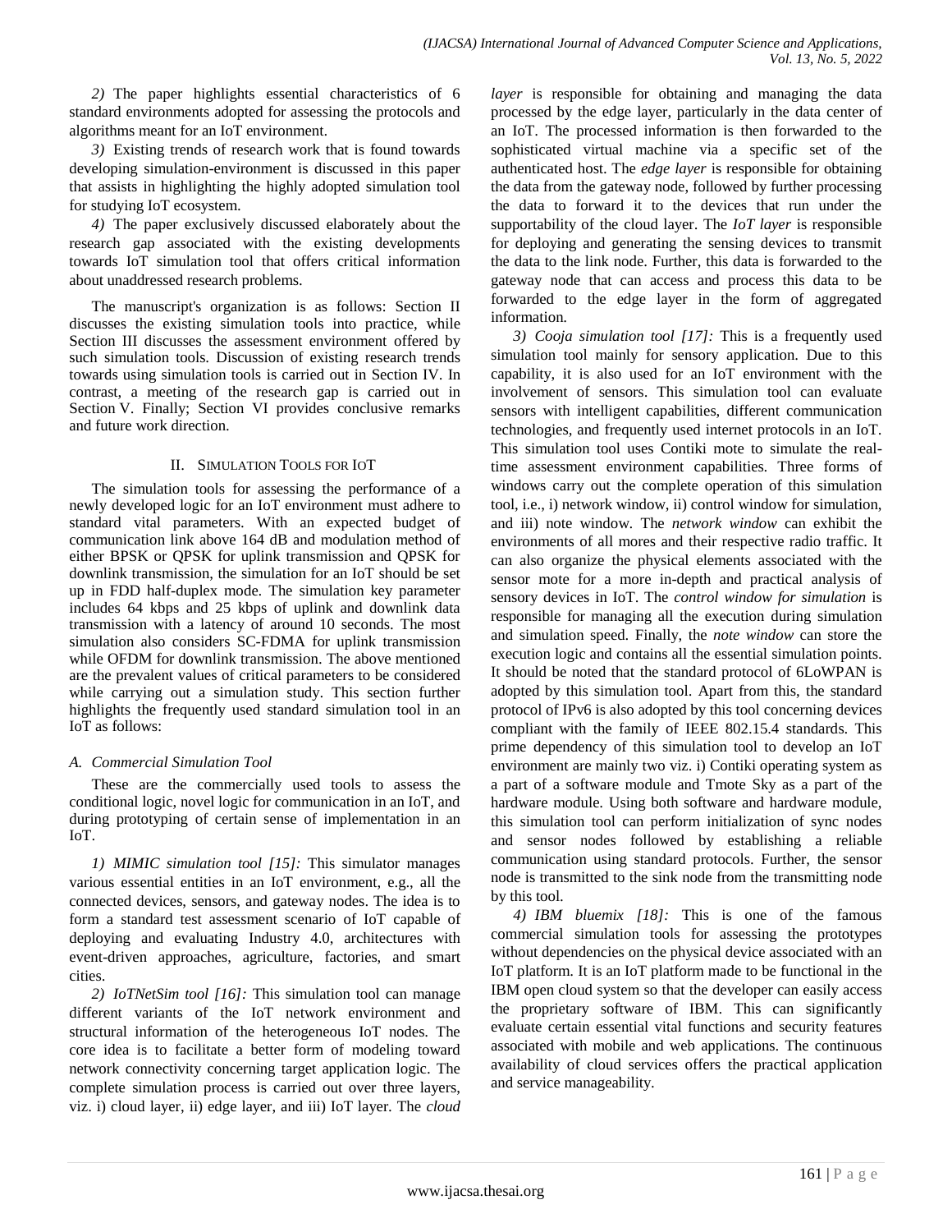*2)* The paper highlights essential characteristics of 6 standard environments adopted for assessing the protocols and algorithms meant for an IoT environment.

*3)* Existing trends of research work that is found towards developing simulation-environment is discussed in this paper that assists in highlighting the highly adopted simulation tool for studying IoT ecosystem.

*4)* The paper exclusively discussed elaborately about the research gap associated with the existing developments towards IoT simulation tool that offers critical information about unaddressed research problems.

The manuscript's organization is as follows: Section II discusses the existing simulation tools into practice, while Section III discusses the assessment environment offered by such simulation tools. Discussion of existing research trends towards using simulation tools is carried out in Section IV. In contrast, a meeting of the research gap is carried out in Section V. Finally; Section VI provides conclusive remarks and future work direction.

## II. Simulation Tools for IoT

The simulation tools for assessing the performance of a newly developed logic for an IoT environment must adhere to standard vital parameters. With an expected budget of communication link above 164 dB and modulation method of either BPSK or QPSK for uplink transmission and QPSK for downlink transmission, the simulation for an IoT should be set up in FDD half-duplex mode. The simulation key parameter includes 64 kbps and 25 kbps of uplink and downlink data transmission with a latency of around 10 seconds. The most simulation also considers SC-FDMA for uplink transmission while OFDM for downlink transmission. The above mentioned are the prevalent values of critical parameters to be considered while carrying out a simulation study. This section further highlights the frequently used standard simulation tool in an IoT as follows:

### *A. Commercial Simulation Tool*

These are the commercially used tools to assess the conditional logic, novel logic for communication in an IoT, and during prototyping of certain sense of implementation in an IoT.

*1) MIMIC simulation tool [15]:* This simulator manages various essential entities in an IoT environment, e.g., all the connected devices, sensors, and gateway nodes. The idea is to form a standard test assessment scenario of IoT capable of deploying and evaluating Industry 4.0, architectures with event-driven approaches, agriculture, factories, and smart cities.

*2) IoTNetSim tool [16]:* This simulation tool can manage different variants of the IoT network environment and structural information of the heterogeneous IoT nodes. The core idea is to facilitate a better form of modeling toward network connectivity concerning target application logic. The complete simulation process is carried out over three layers, viz. i) cloud layer, ii) edge layer, and iii) IoT layer. The *cloud layer* is responsible for obtaining and managing the data processed by the edge layer, particularly in the data center of an IoT. The processed information is then forwarded to the sophisticated virtual machine via a specific set of the authenticated host. The *edge layer* is responsible for obtaining the data from the gateway node, followed by further processing the data to forward it to the devices that run under the supportability of the cloud layer. The *IoT layer* is responsible for deploying and generating the sensing devices to transmit the data to the link node. Further, this data is forwarded to the gateway node that can access and process this data to be forwarded to the edge layer in the form of aggregated information.

*3) Cooja simulation tool [17]:* This is a frequently used simulation tool mainly for sensory application. Due to this capability, it is also used for an IoT environment with the involvement of sensors. This simulation tool can evaluate sensors with intelligent capabilities, different communication technologies, and frequently used internet protocols in an IoT. This simulation tool uses Contiki mote to simulate the real-time assessment environment capabilities. Three forms of windows carry out the complete operation of this simulation tool, i.e., i) network window, ii) control window for simulation, and iii) note window. The *network window* can exhibit the environments of all mores and their respective radio traffic. It can also organize the physical elements associated with the sensor mote for a more in-depth and practical analysis of sensory devices in IoT. The *control window for simulation* is responsible for managing all the execution during simulation and simulation speed. Finally, the *note window* can store the execution logic and contains all the essential simulation points. It should be noted that the standard protocol of 6LoWPAN is adopted by this simulation tool. Apart from this, the standard protocol of IPv6 is also adopted by this tool concerning devices compliant with the family of IEEE 802.15.4 standards. This prime dependency of this simulation tool to develop an IoT environment are mainly two viz. i) Contiki operating system as a part of a software module and Tmote Sky as a part of the hardware module. Using both software and hardware module, this simulation tool can perform initialization of sync nodes and sensor nodes followed by establishing a reliable communication using standard protocols. Further, the sensor node is transmitted to the sink node from the transmitting node by this tool.

*4) IBM bluemix [18]:* This is one of the famous commercial simulation tools for assessing the prototypes without dependencies on the physical device associated with an IoT platform. It is an IoT platform made to be functional in the IBM open cloud system so that the developer can easily access the proprietary software of IBM. This can significantly evaluate certain essential vital functions and security features associated with mobile and web applications. The continuous availability of cloud services offers the practical application and service manageability.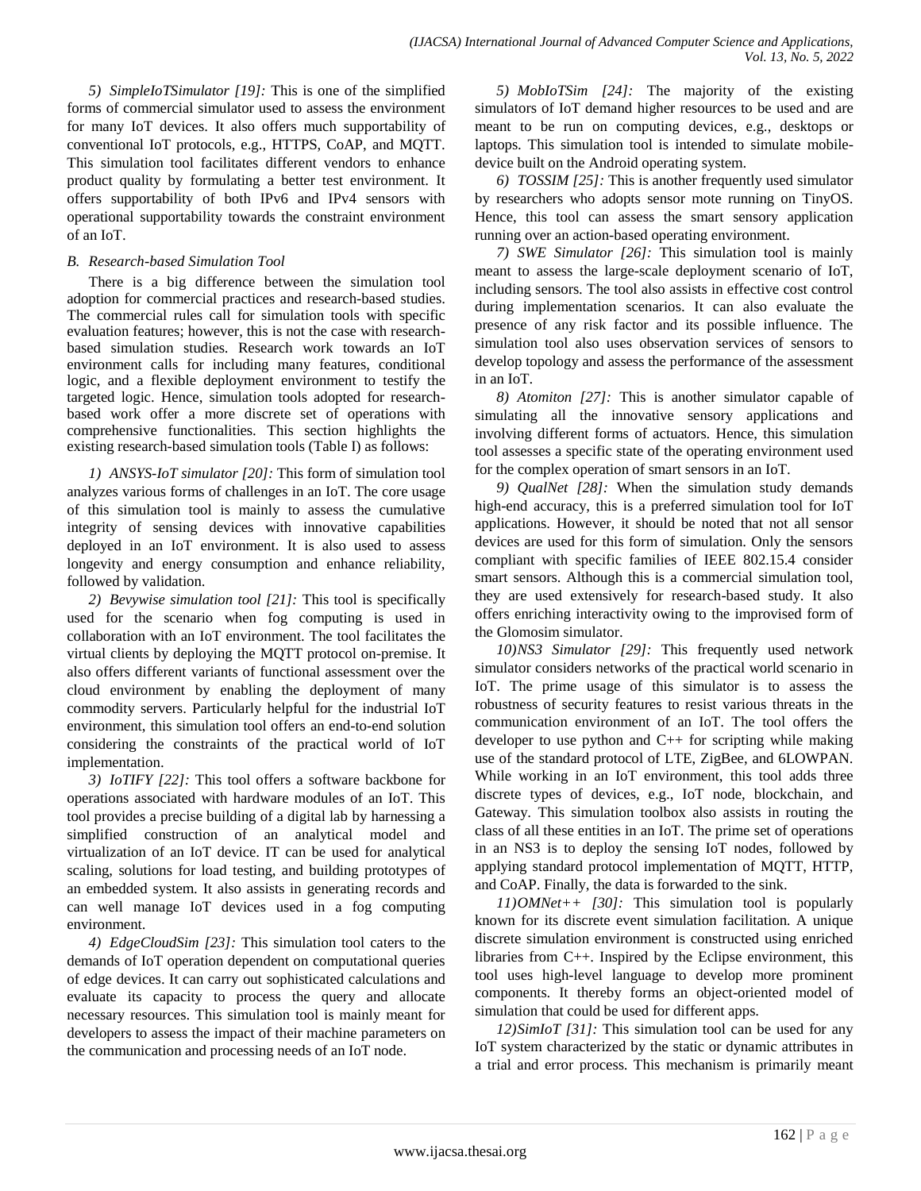*5) SimpleIoTSimulator [19]:* This is one of the simplified forms of commercial simulator used to assess the environment for many IoT devices. It also offers much supportability of conventional IoT protocols, e.g., HTTPS, CoAP, and MQTT. This simulation tool facilitates different vendors to enhance product quality by formulating a better test environment. It offers supportability of both IPv6 and IPv4 sensors with operational supportability towards the constraint environment of an IoT.

### *B. Research-based Simulation Tool*

There is a big difference between the simulation tool adoption for commercial practices and research-based studies. The commercial rules call for simulation tools with specific evaluation features; however, this is not the case with research-based simulation studies. Research work towards an IoT environment calls for including many features, conditional logic, and a flexible deployment environment to testify the targeted logic. Hence, simulation tools adopted for research-based work offer a more discrete set of operations with comprehensive functionalities. This section highlights the existing research-based simulation tools (Table I) as follows:

*1) ANSYS-IoT simulator [20]:* This form of simulation tool analyzes various forms of challenges in an IoT. The core usage of this simulation tool is mainly to assess the cumulative integrity of sensing devices with innovative capabilities deployed in an IoT environment. It is also used to assess longevity and energy consumption and enhance reliability, followed by validation.

*2) Bevywise simulation tool [21]:* This tool is specifically used for the scenario when fog computing is used in collaboration with an IoT environment. The tool facilitates the virtual clients by deploying the MQTT protocol on-premise. It also offers different variants of functional assessment over the cloud environment by enabling the deployment of many commodity servers. Particularly helpful for the industrial IoT environment, this simulation tool offers an end-to-end solution considering the constraints of the practical world of IoT implementation.

*3) IoTIFY [22]:* This tool offers a software backbone for operations associated with hardware modules of an IoT. This tool provides a precise building of a digital lab by harnessing a simplified construction of an analytical model and virtualization of an IoT device. IT can be used for analytical scaling, solutions for load testing, and building prototypes of an embedded system. It also assists in generating records and can well manage IoT devices used in a fog computing environment.

*4) EdgeCloudSim [23]:* This simulation tool caters to the demands of IoT operation dependent on computational queries of edge devices. It can carry out sophisticated calculations and evaluate its capacity to process the query and allocate necessary resources. This simulation tool is mainly meant for developers to assess the impact of their machine parameters on the communication and processing needs of an IoT node.

*5) MobIoTSim [24]:* The majority of the existing simulators of IoT demand higher resources to be used and are meant to be run on computing devices, e.g., desktops or laptops. This simulation tool is intended to simulate mobile-device built on the Android operating system.

*6) TOSSIM [25]:* This is another frequently used simulator by researchers who adopts sensor mote running on TinyOS. Hence, this tool can assess the smart sensory application running over an action-based operating environment.

*7) SWE Simulator [26]:* This simulation tool is mainly meant to assess the large-scale deployment scenario of IoT, including sensors. The tool also assists in effective cost control during implementation scenarios. It can also evaluate the presence of any risk factor and its possible influence. The simulation tool also uses observation services of sensors to develop topology and assess the performance of the assessment in an IoT.

*8) Atomiton [27]:* This is another simulator capable of simulating all the innovative sensory applications and involving different forms of actuators. Hence, this simulation tool assesses a specific state of the operating environment used for the complex operation of smart sensors in an IoT.

*9) QualNet [28]:* When the simulation study demands high-end accuracy, this is a preferred simulation tool for IoT applications. However, it should be noted that not all sensor devices are used for this form of simulation. Only the sensors compliant with specific families of IEEE 802.15.4 consider smart sensors. Although this is a commercial simulation tool, they are used extensively for research-based study. It also offers enriching interactivity owing to the improvised form of the Glomosim simulator.

*10) NS3 Simulator [29]:* This frequently used network simulator considers networks of the practical world scenario in IoT. The prime usage of this simulator is to assess the robustness of security features to resist various threats in the communication environment of an IoT. The tool offers the developer to use python and C++ for scripting while making use of the standard protocol of LTE, ZigBee, and 6LOWPAN. While working in an IoT environment, this tool adds three discrete types of devices, e.g., IoT node, blockchain, and Gateway. This simulation toolbox also assists in routing the class of all these entities in an IoT. The prime set of operations in an NS3 is to deploy the sensing IoT nodes, followed by applying standard protocol implementation of MQTT, HTTP, and CoAP. Finally, the data is forwarded to the sink.

*11) OMNet++ [30]:* This simulation tool is popularly known for its discrete event simulation facilitation. A unique discrete simulation environment is constructed using enriched libraries from C++. Inspired by the Eclipse environment, this tool uses high-level language to develop more prominent components. It thereby forms an object-oriented model of simulation that could be used for different apps.

*12) SimIoT [31]:* This simulation tool can be used for any IoT system characterized by the static or dynamic attributes in a trial and error process. This mechanism is primarily meant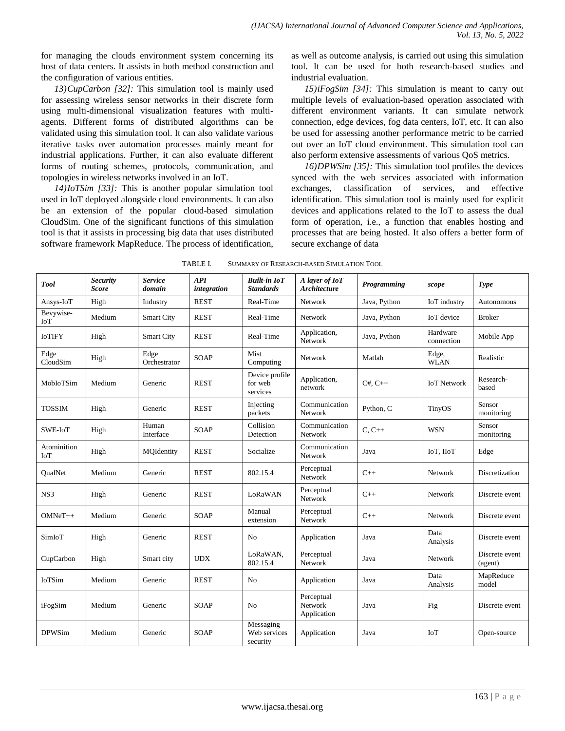for managing the clouds environment system concerning its host of data centers. It assists in both method construction and the configuration of various entities.

*13)CupCarbon [32]:* This simulation tool is mainly used for assessing wireless sensor networks in their discrete form using multi-dimensional visualization features with multi-agents. Different forms of distributed algorithms can be validated using this simulation tool. It can also validate various iterative tasks over automation processes mainly meant for industrial applications. Further, it can also evaluate different forms of routing schemes, protocols, communication, and topologies in wireless networks involved in an IoT.

*14)IoTSim [33]:* This is another popular simulation tool used in IoT deployed alongside cloud environments. It can also be an extension of the popular cloud-based simulation CloudSim. One of the significant functions of this simulation tool is that it assists in processing big data that uses distributed software framework MapReduce. The process of identification, as well as outcome analysis, is carried out using this simulation tool. It can be used for both research-based studies and industrial evaluation.

*15)iFogSim [34]:* This simulation is meant to carry out multiple levels of evaluation-based operation associated with different environment variants. It can simulate network connection, edge devices, fog data centers, IoT, etc. It can also be used for assessing another performance metric to be carried out over an IoT cloud environment. This simulation tool can also perform extensive assessments of various QoS metrics.

*16)DPWSim [35]:* This simulation tool profiles the devices synced with the web services associated with information exchanges, classification of services, and effective identification. This simulation tool is mainly used for explicit devices and applications related to the IoT to assess the dual form of operation, i.e., a function that enables hosting and processes that are being hosted. It also offers a better form of secure exchange of data

TABLE I. SUMMARY OF RESEARCH-BASED SIMULATION TOOL

| *Tool* | *Security Score* | *Service domain* | *API integration* | *Built-in IoT Standards* | *A layer of IoT Architecture* | *Programming* | *scope* | *Type* |
|---|---|---|---|---|---|---|---|---|
| Ansys-IoT | High | Industry | REST | Real-Time | Network | Java, Python | IoT industry | Autonomous |
| Bevywise-IoT | Medium | Smart City | REST | Real-Time | Network | Java, Python | IoT device | Broker |
| IoTIFY | High | Smart City | REST | Real-Time | Application, Network | Java, Python | Hardware connection | Mobile App |
| Edge CloudSim | High | Edge Orchestrator | SOAP | Mist Computing | Network | Matlab | Edge, WLAN | Realistic |
| MobIoTSim | Medium | Generic | REST | Device profile for web services | Application, network | C#, C++ | IoT Network | Research-based |
| TOSSIM | High | Generic | REST | Injecting packets | Communication Network | Python, C | TinyOS | Sensor monitoring |
| SWE-IoT | High | Human Interface | SOAP | Collision Detection | Communication Network | C, C++ | WSN | Sensor monitoring |
| Atominition IoT | High | MQIdentity | REST | Socialize | Communication Network | Java | IoT, IIoT | Edge |
| QualNet | Medium | Generic | REST | 802.15.4 | Perceptual Network | C++ | Network | Discretization |
| NS3 | High | Generic | REST | LoRaWAN | Perceptual Network | C++ | Network | Discrete event |
| OMNeT++ | Medium | Generic | SOAP | Manual extension | Perceptual Network | C++ | Network | Discrete event |
| SimIoT | High | Generic | REST | No | Application | Java | Data Analysis | Discrete event |
| CupCarbon | High | Smart city | UDX | LoRaWAN, 802.15.4 | Perceptual Network | Java | Network | Discrete event (agent) |
| IoTSim | Medium | Generic | REST | No | Application | Java | Data Analysis | MapReduce model |
| iFogSim | Medium | Generic | SOAP | No | Perceptual Network Application | Java | Fig | Discrete event |
| DPWSim | Medium | Generic | SOAP | Messaging Web services security | Application | Java | IoT | Open-source |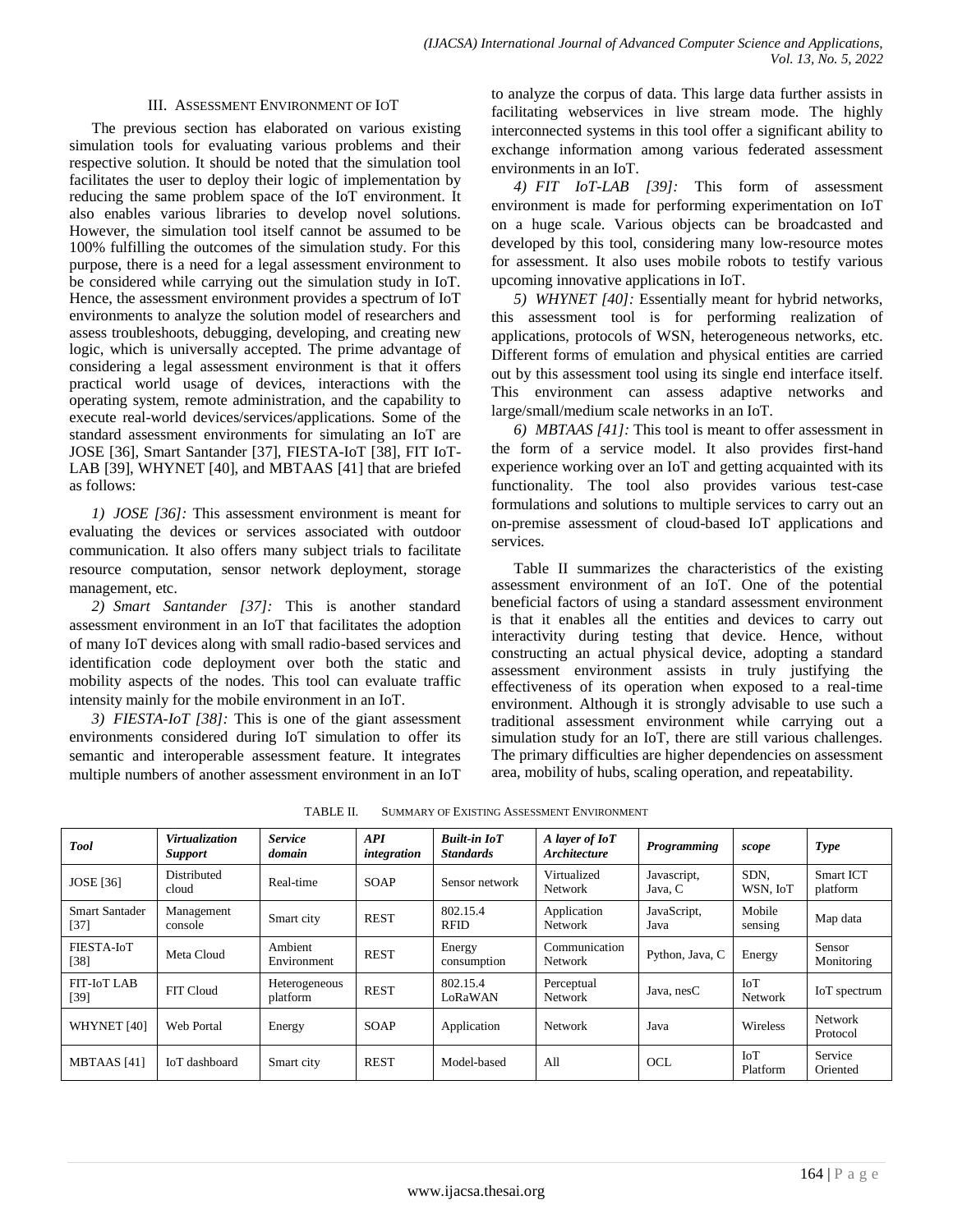## III. Assessment Environment of IoT

The previous section has elaborated on various existing simulation tools for evaluating various problems and their respective solution. It should be noted that the simulation tool facilitates the user to deploy their logic of implementation by reducing the same problem space of the IoT environment. It also enables various libraries to develop novel solutions. However, the simulation tool itself cannot be assumed to be 100% fulfilling the outcomes of the simulation study. For this purpose, there is a need for a legal assessment environment to be considered while carrying out the simulation study in IoT. Hence, the assessment environment provides a spectrum of IoT environments to analyze the solution model of researchers and assess troubleshoots, debugging, developing, and creating new logic, which is universally accepted. The prime advantage of considering a legal assessment environment is that it offers practical world usage of devices, interactions with the operating system, remote administration, and the capability to execute real-world devices/services/applications. Some of the standard assessment environments for simulating an IoT are JOSE [36], Smart Santander [37], FIESTA-IoT [38], FIT IoT-LAB [39], WHYNET [40], and MBTAAS [41] that are briefed as follows:

1) *JOSE [36]:* This assessment environment is meant for evaluating the devices or services associated with outdoor communication. It also offers many subject trials to facilitate resource computation, sensor network deployment, storage management, etc.

2) *Smart Santander [37]:* This is another standard assessment environment in an IoT that facilitates the adoption of many IoT devices along with small radio-based services and identification code deployment over both the static and mobility aspects of the nodes. This tool can evaluate traffic intensity mainly for the mobile environment in an IoT.

3) *FIESTA-IoT [38]:* This is one of the giant assessment environments considered during IoT simulation to offer its semantic and interoperable assessment feature. It integrates multiple numbers of another assessment environment in an IoT to analyze the corpus of data. This large data further assists in facilitating webservices in live stream mode. The highly interconnected systems in this tool offer a significant ability to exchange information among various federated assessment environments in an IoT.

4) *FIT IoT-LAB [39]:* This form of assessment environment is made for performing experimentation on IoT on a huge scale. Various objects can be broadcasted and developed by this tool, considering many low-resource motes for assessment. It also uses mobile robots to testify various upcoming innovative applications in IoT.

5) *WHYNET [40]:* Essentially meant for hybrid networks, this assessment tool is for performing realization of applications, protocols of WSN, heterogeneous networks, etc. Different forms of emulation and physical entities are carried out by this assessment tool using its single end interface itself. This environment can assess adaptive networks and large/small/medium scale networks in an IoT.

6) *MBTAAS [41]:* This tool is meant to offer assessment in the form of a service model. It also provides first-hand experience working over an IoT and getting acquainted with its functionality. The tool also provides various test-case formulations and solutions to multiple services to carry out an on-premise assessment of cloud-based IoT applications and services.

Table II summarizes the characteristics of the existing assessment environment of an IoT. One of the potential beneficial factors of using a standard assessment environment is that it enables all the entities and devices to carry out interactivity during testing that device. Hence, without constructing an actual physical device, adopting a standard assessment environment assists in truly justifying the effectiveness of its operation when exposed to a real-time environment. Although it is strongly advisable to use such a traditional assessment environment while carrying out a simulation study for an IoT, there are still various challenges. The primary difficulties are higher dependencies on assessment area, mobility of hubs, scaling operation, and repeatability.

TABLE II. Summary of Existing Assessment Environment

| *Tool* | *Virtualization Support* | *Service domain* | *API integration* | *Built-in IoT Standards* | *A layer of IoT Architecture* | *Programming* | *scope* | *Type* |
|---|---|---|---|---|---|---|---|---|
| JOSE [36] | Distributed cloud | Real-time | SOAP | Sensor network | Virtualized Network | Javascript, Java, C | SDN, WSN, IoT | Smart ICT platform |
| Smart Santader [37] | Management console | Smart city | REST | 802.15.4 RFID | Application Network | JavaScript, Java | Mobile sensing | Map data |
| FIESTA-IoT [38] | Meta Cloud | Ambient Environment | REST | Energy consumption | Communication Network | Python, Java, C | Energy | Sensor Monitoring |
| FIT-IoT LAB [39] | FIT Cloud | Heterogeneous platform | REST | 802.15.4 LoRaWAN | Perceptual Network | Java, nesC | IoT Network | IoT spectrum |
| WHYNET [40] | Web Portal | Energy | SOAP | Application | Network | Java | Wireless | Network Protocol |
| MBTAAS [41] | IoT dashboard | Smart city | REST | Model-based | All | OCL | IoT Platform | Service Oriented |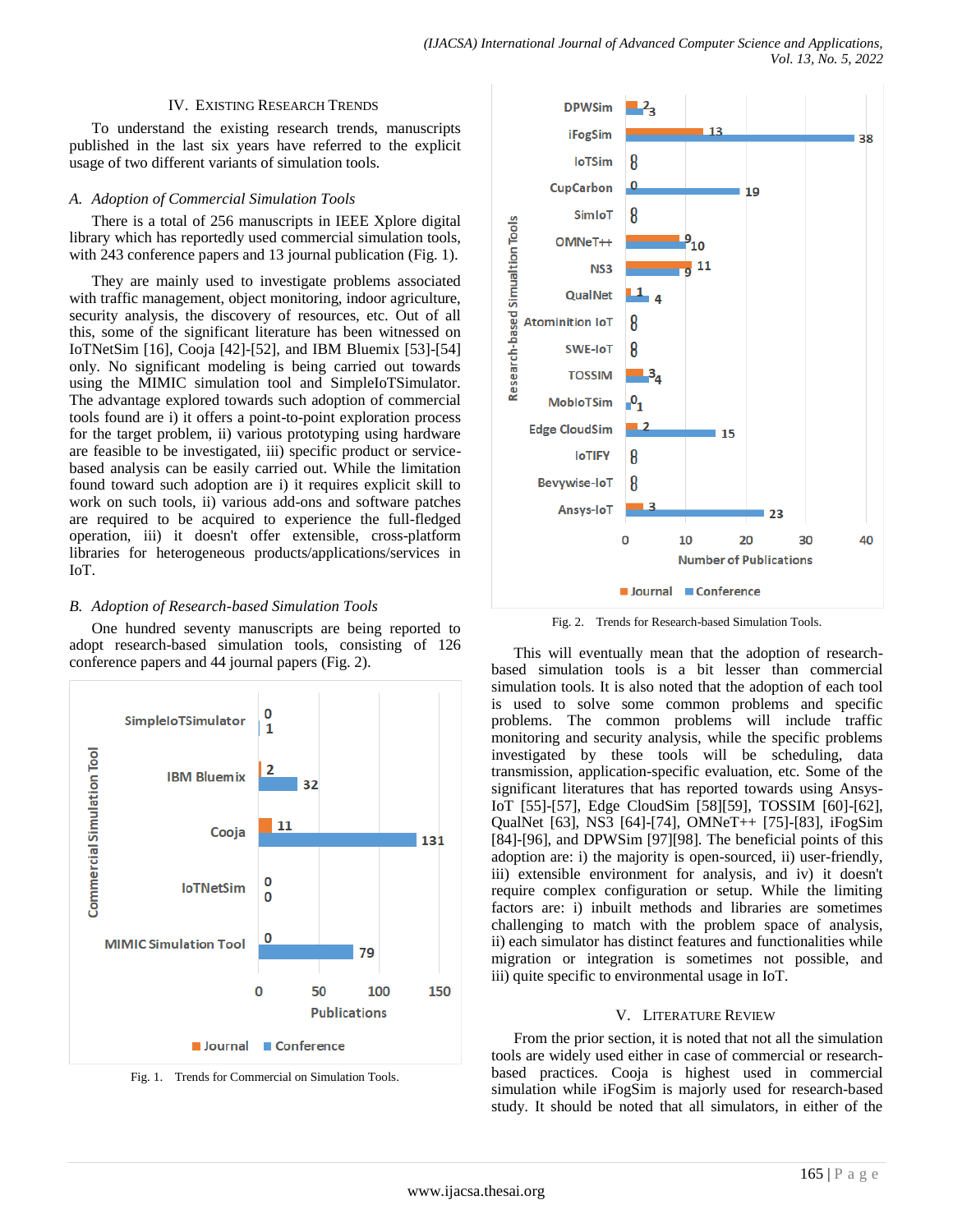## IV. Existing Research Trends

To understand the existing research trends, manuscripts published in the last six years have referred to the explicit usage of two different variants of simulation tools.

### *A. Adoption of Commercial Simulation Tools*

There is a total of 256 manuscripts in IEEE Xplore digital library which has reportedly used commercial simulation tools, with 243 conference papers and 13 journal publication (Fig. 1).

They are mainly used to investigate problems associated with traffic management, object monitoring, indoor agriculture, security analysis, the discovery of resources, etc. Out of all this, some of the significant literature has been witnessed on IoTNetSim [16], Cooja [42]-[52], and IBM Bluemix [53]-[54] only. No significant modeling is being carried out towards using the MIMIC simulation tool and SimpleIoTSimulator. The advantage explored towards such adoption of commercial tools found are i) it offers a point-to-point exploration process for the target problem, ii) various prototyping using hardware are feasible to be investigated, iii) specific product or service-based analysis can be easily carried out. While the limitation found toward such adoption are i) it requires explicit skill to work on such tools, ii) various add-ons and software patches are required to be acquired to experience the full-fledged operation, iii) it doesn't offer extensible, cross-platform libraries for heterogeneous products/applications/services in IoT.

### *B. Adoption of Research-based Simulation Tools*

One hundred seventy manuscripts are being reported to adopt research-based simulation tools, consisting of 126 conference papers and 44 journal papers (Fig. 2).

| Commercial Simulation Tool | Journal | Conference |
|---|---|---|
| SimpleIoTSimulator | 0 | 1 |
| IBM Bluemix | 2 | 32 |
| Cooja | 11 | 131 |
| IoTNetSim | 0 | 0 |
| MIMIC Simulation Tool | 0 | 79 |

Fig. 1. Trends for Commercial on Simulation Tools.

| Research-based Simulation Tools | Journal | Conference |
|---|---|---|
| DPWSim | 2 | 3 |
| iFogSim | 13 | 38 |
| IoTSim | 0 | 0 |
| CupCarbon | 0 | 19 |
| SimIoT | 0 | 0 |
| OMNeT++ | 9 | 10 |
| NS3 | 11 | 9 |
| QualNet | 1 | 4 |
| Atominition IoT | 0 | 0 |
| SWE-IoT | 0 | 0 |
| TOSSIM | 3 | 4 |
| MobIoTSim | 0 | 1 |
| Edge CloudSim | 2 | 15 |
| IoTIFY | 0 | 0 |
| Bevywise-IoT | 0 | 0 |
| Ansys-IoT | 3 | 23 |

Fig. 2. Trends for Research-based Simulation Tools.

This will eventually mean that the adoption of research-based simulation tools is a bit lesser than commercial simulation tools. It is also noted that the adoption of each tool is used to solve some common problems and specific problems. The common problems will include traffic monitoring and security analysis, while the specific problems investigated by these tools will be scheduling, data transmission, application-specific evaluation, etc. Some of the significant literatures that has reported towards using Ansys-IoT [55]-[57], Edge CloudSim [58][59], TOSSIM [60]-[62], QualNet [63], NS3 [64]-[74], OMNeT++ [75]-[83], iFogSim [84]-[96], and DPWSim [97][98]. The beneficial points of this adoption are: i) the majority is open-sourced, ii) user-friendly, iii) extensible environment for analysis, and iv) it doesn't require complex configuration or setup. While the limiting factors are: i) inbuilt methods and libraries are sometimes challenging to match with the problem space of analysis, ii) each simulator has distinct features and functionalities while migration or integration is sometimes not possible, and iii) quite specific to environmental usage in IoT.

## V. Literature Review

From the prior section, it is noted that not all the simulation tools are widely used either in case of commercial or research-based practices. Cooja is highest used in commercial simulation while iFogSim is majorly used for research-based study. It should be noted that all simulators, in either of the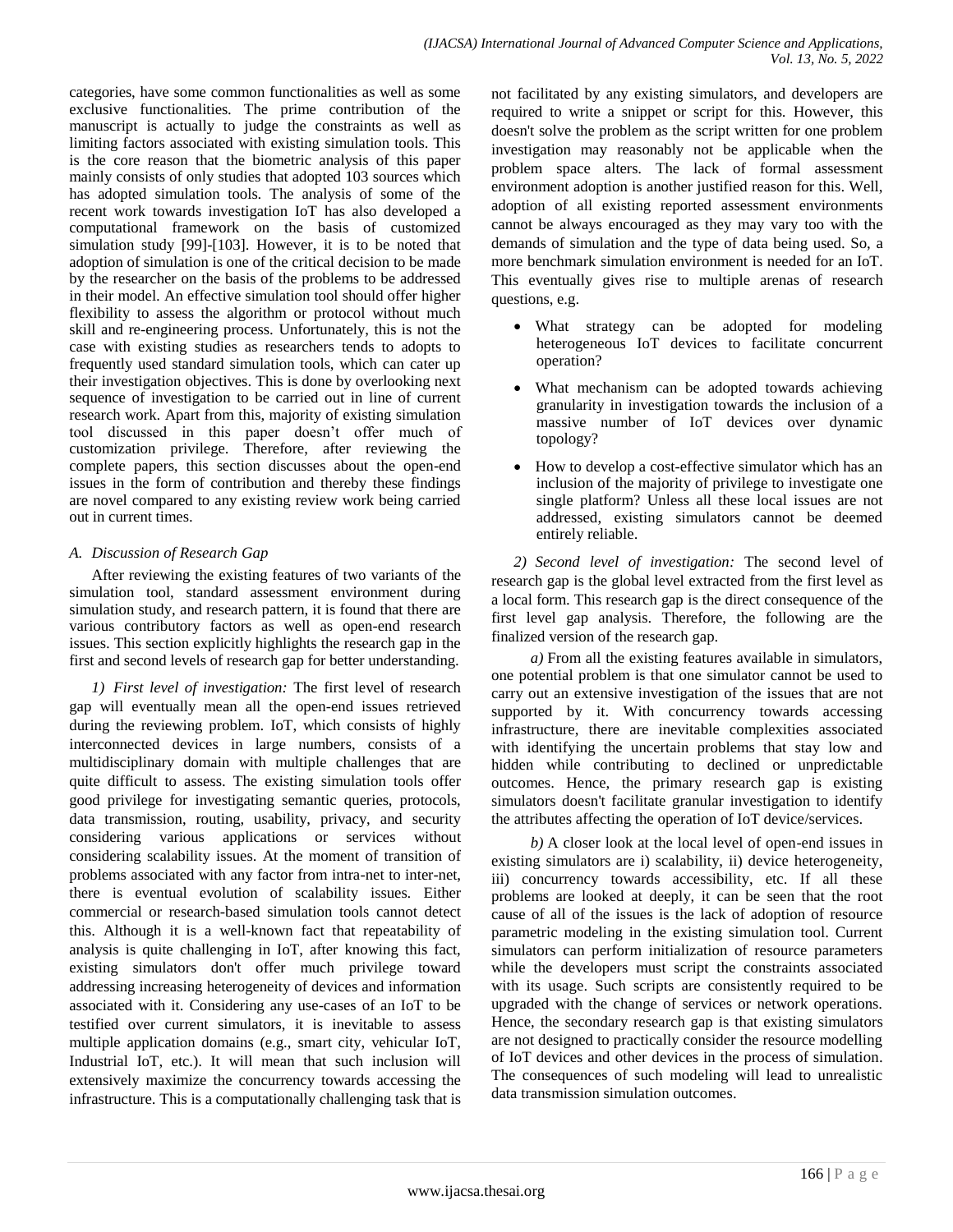categories, have some common functionalities as well as some exclusive functionalities. The prime contribution of the manuscript is actually to judge the constraints as well as limiting factors associated with existing simulation tools. This is the core reason that the biometric analysis of this paper mainly consists of only studies that adopted 103 sources which has adopted simulation tools. The analysis of some of the recent work towards investigation IoT has also developed a computational framework on the basis of customized simulation study [99]-[103]. However, it is to be noted that adoption of simulation is one of the critical decision to be made by the researcher on the basis of the problems to be addressed in their model. An effective simulation tool should offer higher flexibility to assess the algorithm or protocol without much skill and re-engineering process. Unfortunately, this is not the case with existing studies as researchers tends to adopts to frequently used standard simulation tools, which can cater up their investigation objectives. This is done by overlooking next sequence of investigation to be carried out in line of current research work. Apart from this, majority of existing simulation tool discussed in this paper doesn't offer much of customization privilege. Therefore, after reviewing the complete papers, this section discusses about the open-end issues in the form of contribution and thereby these findings are novel compared to any existing review work being carried out in current times.

### *A. Discussion of Research Gap*

After reviewing the existing features of two variants of the simulation tool, standard assessment environment during simulation study, and research pattern, it is found that there are various contributory factors as well as open-end research issues. This section explicitly highlights the research gap in the first and second levels of research gap for better understanding.

*1) First level of investigation:* The first level of research gap will eventually mean all the open-end issues retrieved during the reviewing problem. IoT, which consists of highly interconnected devices in large numbers, consists of a multidisciplinary domain with multiple challenges that are quite difficult to assess. The existing simulation tools offer good privilege for investigating semantic queries, protocols, data transmission, routing, usability, privacy, and security considering various applications or services without considering scalability issues. At the moment of transition of problems associated with any factor from intra-net to inter-net, there is eventual evolution of scalability issues. Either commercial or research-based simulation tools cannot detect this. Although it is a well-known fact that repeatability of analysis is quite challenging in IoT, after knowing this fact, existing simulators don't offer much privilege toward addressing increasing heterogeneity of devices and information associated with it. Considering any use-cases of an IoT to be testified over current simulators, it is inevitable to assess multiple application domains (e.g., smart city, vehicular IoT, Industrial IoT, etc.). It will mean that such inclusion will extensively maximize the concurrency towards accessing the infrastructure. This is a computationally challenging task that is not facilitated by any existing simulators, and developers are required to write a snippet or script for this. However, this doesn't solve the problem as the script written for one problem investigation may reasonably not be applicable when the problem space alters. The lack of formal assessment environment adoption is another justified reason for this. Well, adoption of all existing reported assessment environments cannot be always encouraged as they may vary too with the demands of simulation and the type of data being used. So, a more benchmark simulation environment is needed for an IoT. This eventually gives rise to multiple arenas of research questions, e.g.

- What strategy can be adopted for modeling heterogeneous IoT devices to facilitate concurrent operation?
- What mechanism can be adopted towards achieving granularity in investigation towards the inclusion of a massive number of IoT devices over dynamic topology?
- How to develop a cost-effective simulator which has an inclusion of the majority of privilege to investigate one single platform? Unless all these local issues are not addressed, existing simulators cannot be deemed entirely reliable.

*2) Second level of investigation:* The second level of research gap is the global level extracted from the first level as a local form. This research gap is the direct consequence of the first level gap analysis. Therefore, the following are the finalized version of the research gap.

*a)* From all the existing features available in simulators, one potential problem is that one simulator cannot be used to carry out an extensive investigation of the issues that are not supported by it. With concurrency towards accessing infrastructure, there are inevitable complexities associated with identifying the uncertain problems that stay low and hidden while contributing to declined or unpredictable outcomes. Hence, the primary research gap is existing simulators doesn't facilitate granular investigation to identify the attributes affecting the operation of IoT device/services.

*b)* A closer look at the local level of open-end issues in existing simulators are i) scalability, ii) device heterogeneity, iii) concurrency towards accessibility, etc. If all these problems are looked at deeply, it can be seen that the root cause of all of the issues is the lack of adoption of resource parametric modeling in the existing simulation tool. Current simulators can perform initialization of resource parameters while the developers must script the constraints associated with its usage. Such scripts are consistently required to be upgraded with the change of services or network operations. Hence, the secondary research gap is that existing simulators are not designed to practically consider the resource modelling of IoT devices and other devices in the process of simulation. The consequences of such modeling will lead to unrealistic data transmission simulation outcomes.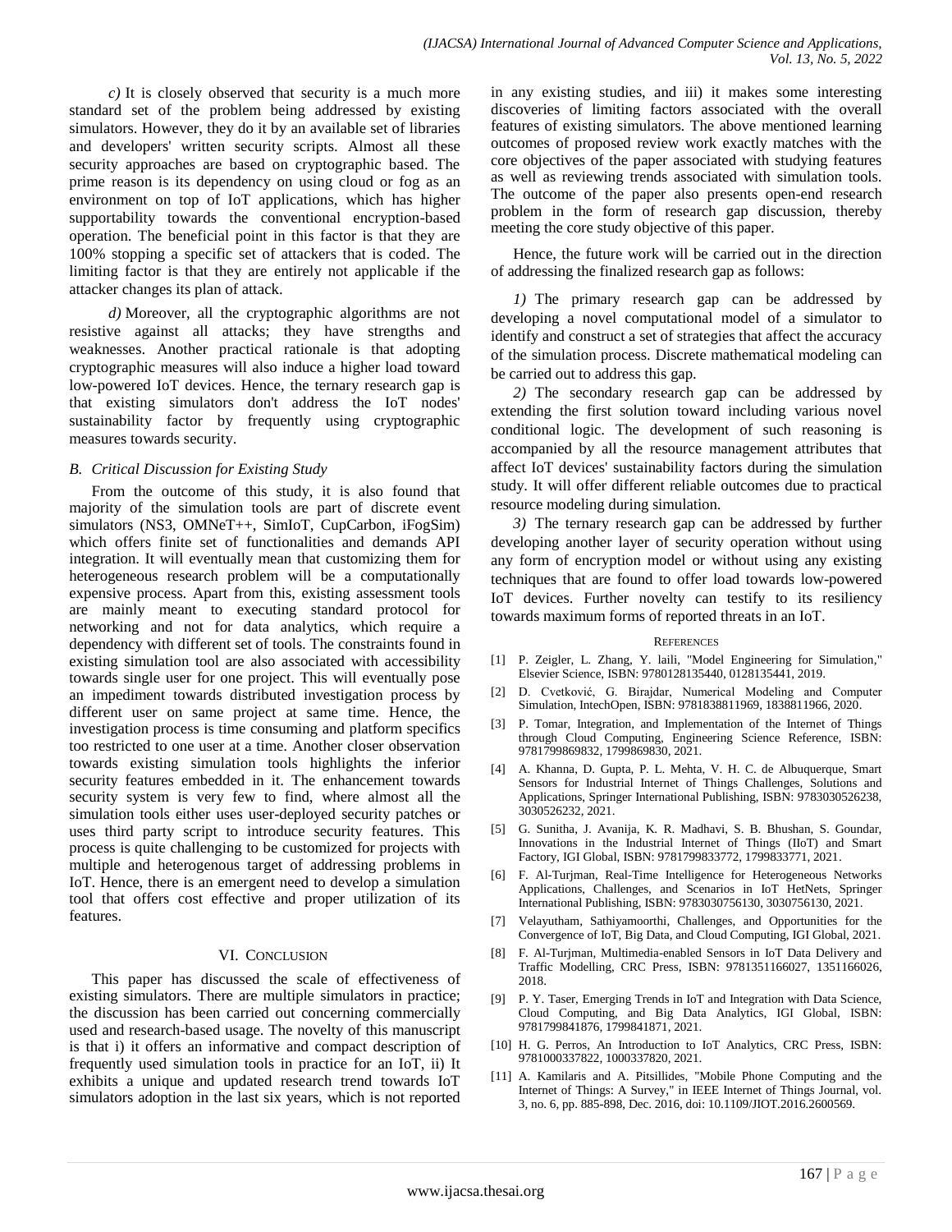*c)* It is closely observed that security is a much more standard set of the problem being addressed by existing simulators. However, they do it by an available set of libraries and developers' written security scripts. Almost all these security approaches are based on cryptographic based. The prime reason is its dependency on using cloud or fog as an environment on top of IoT applications, which has higher supportability towards the conventional encryption-based operation. The beneficial point in this factor is that they are 100% stopping a specific set of attackers that is coded. The limiting factor is that they are entirely not applicable if the attacker changes its plan of attack.

*d)* Moreover, all the cryptographic algorithms are not resistive against all attacks; they have strengths and weaknesses. Another practical rationale is that adopting cryptographic measures will also induce a higher load toward low-powered IoT devices. Hence, the ternary research gap is that existing simulators don't address the IoT nodes' sustainability factor by frequently using cryptographic measures towards security.

### *B. Critical Discussion for Existing Study*

From the outcome of this study, it is also found that majority of the simulation tools are part of discrete event simulators (NS3, OMNeT++, SimIoT, CupCarbon, iFogSim) which offers finite set of functionalities and demands API integration. It will eventually mean that customizing them for heterogeneous research problem will be a computationally expensive process. Apart from this, existing assessment tools are mainly meant to executing standard protocol for networking and not for data analytics, which require a dependency with different set of tools. The constraints found in existing simulation tool are also associated with accessibility towards single user for one project. This will eventually pose an impediment towards distributed investigation process by different user on same project at same time. Hence, the investigation process is time consuming and platform specifics too restricted to one user at a time. Another closer observation towards existing simulation tools highlights the inferior security features embedded in it. The enhancement towards security system is very few to find, where almost all the simulation tools either uses user-deployed security patches or uses third party script to introduce security features. This process is quite challenging to be customized for projects with multiple and heterogenous target of addressing problems in IoT. Hence, there is an emergent need to develop a simulation tool that offers cost effective and proper utilization of its features.

## VI. Conclusion

This paper has discussed the scale of effectiveness of existing simulators. There are multiple simulators in practice; the discussion has been carried out concerning commercially used and research-based usage. The novelty of this manuscript is that i) it offers an informative and compact description of frequently used simulation tools in practice for an IoT, ii) It exhibits a unique and updated research trend towards IoT simulators adoption in the last six years, which is not reported in any existing studies, and iii) it makes some interesting discoveries of limiting factors associated with the overall features of existing simulators. The above mentioned learning outcomes of proposed review work exactly matches with the core objectives of the paper associated with studying features as well as reviewing trends associated with simulation tools. The outcome of the paper also presents open-end research problem in the form of research gap discussion, thereby meeting the core study objective of this paper.

Hence, the future work will be carried out in the direction of addressing the finalized research gap as follows:

*1)* The primary research gap can be addressed by developing a novel computational model of a simulator to identify and construct a set of strategies that affect the accuracy of the simulation process. Discrete mathematical modeling can be carried out to address this gap.

*2)* The secondary research gap can be addressed by extending the first solution toward including various novel conditional logic. The development of such reasoning is accompanied by all the resource management attributes that affect IoT devices' sustainability factors during the simulation study. It will offer different reliable outcomes due to practical resource modeling during simulation.

*3)* The ternary research gap can be addressed by further developing another layer of security operation without using any form of encryption model or without using any existing techniques that are found to offer load towards low-powered IoT devices. Further novelty can testify to its resiliency towards maximum forms of reported threats in an IoT.

## References

[1] P. Zeigler, L. Zhang, Y. laili, "Model Engineering for Simulation," Elsevier Science, ISBN: 9780128135440, 0128135441, 2019.

[2] D. Cvetković, G. Birajdar, Numerical Modeling and Computer Simulation, IntechOpen, ISBN: 9781838811969, 1838811966, 2020.

[3] P. Tomar, Integration, and Implementation of the Internet of Things through Cloud Computing, Engineering Science Reference, ISBN: 9781799869832, 1799869830, 2021.

[4] A. Khanna, D. Gupta, P. L. Mehta, V. H. C. de Albuquerque, Smart Sensors for Industrial Internet of Things Challenges, Solutions and Applications, Springer International Publishing, ISBN: 9783030526238, 3030526232, 2021.

[5] G. Sunitha, J. Avanija, K. R. Madhavi, S. B. Bhushan, S. Goundar, Innovations in the Industrial Internet of Things (IIoT) and Smart Factory, IGI Global, ISBN: 9781799833772, 1799833771, 2021.

[6] F. Al-Turjman, Real-Time Intelligence for Heterogeneous Networks Applications, Challenges, and Scenarios in IoT HetNets, Springer International Publishing, ISBN: 9783030756130, 3030756130, 2021.

[7] Velayutham, Sathiyamoorthi, Challenges, and Opportunities for the Convergence of IoT, Big Data, and Cloud Computing, IGI Global, 2021.

[8] F. Al-Turjman, Multimedia-enabled Sensors in IoT Data Delivery and Traffic Modelling, CRC Press, ISBN: 9781351166027, 1351166026, 2018.

[9] P. Y. Taser, Emerging Trends in IoT and Integration with Data Science, Cloud Computing, and Big Data Analytics, IGI Global, ISBN: 9781799841876, 1799841871, 2021.

[10] H. G. Perros, An Introduction to IoT Analytics, CRC Press, ISBN: 9781000337822, 1000337820, 2021.

[11] A. Kamilaris and A. Pitsillides, "Mobile Phone Computing and the Internet of Things: A Survey," in IEEE Internet of Things Journal, vol. 3, no. 6, pp. 885-898, Dec. 2016, doi: 10.1109/JIOT.2016.2600569.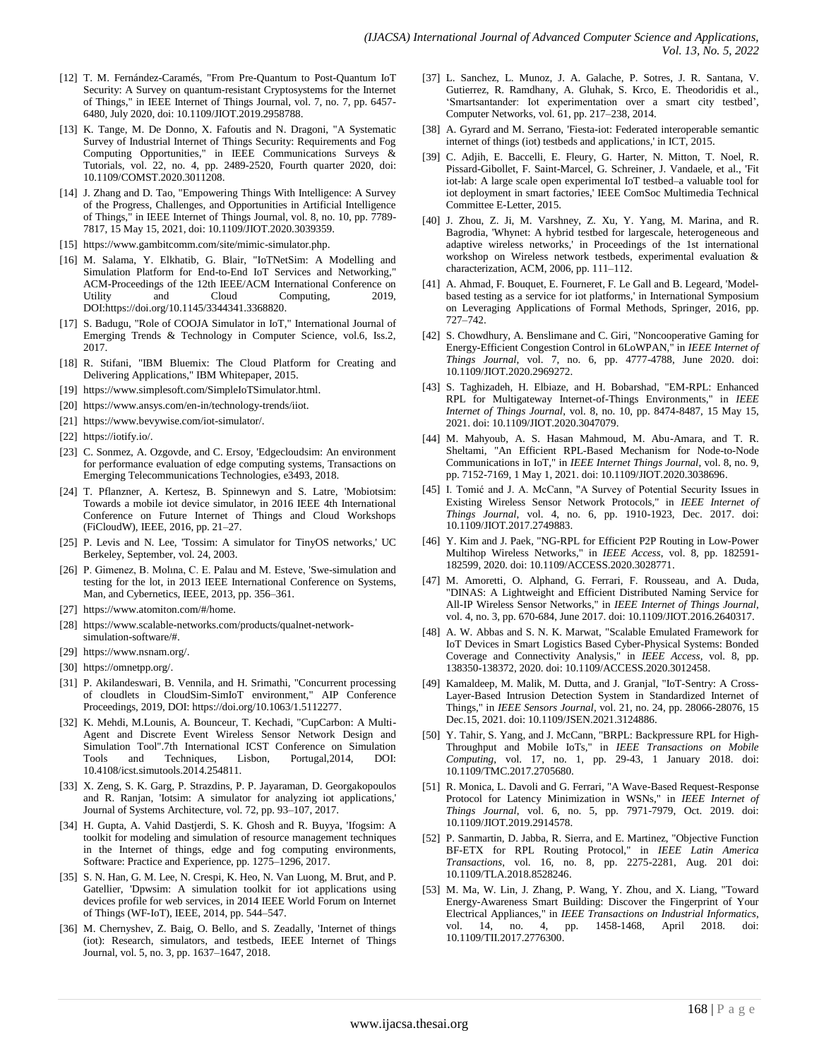[12] T. M. Fernández-Caramés, "From Pre-Quantum to Post-Quantum IoT Security: A Survey on quantum-resistant Cryptosystems for the Internet of Things," in IEEE Internet of Things Journal, vol. 7, no. 7, pp. 6457-6480, July 2020, doi: 10.1109/JIOT.2019.2958788.

[13] K. Tange, M. De Donno, X. Fafoutis and N. Dragoni, "A Systematic Survey of Industrial Internet of Things Security: Requirements and Fog Computing Opportunities," in IEEE Communications Surveys & Tutorials, vol. 22, no. 4, pp. 2489-2520, Fourth quarter 2020, doi: 10.1109/COMST.2020.3011208.

[14] J. Zhang and D. Tao, "Empowering Things With Intelligence: A Survey of the Progress, Challenges, and Opportunities in Artificial Intelligence of Things," in IEEE Internet of Things Journal, vol. 8, no. 10, pp. 7789-7817, 15 May 15, 2021, doi: 10.1109/JIOT.2020.3039359.

[15] https://www.gambitcomm.com/site/mimic-simulator.php.

[16] M. Salama, Y. Elkhatib, G. Blair, "IoTNetSim: A Modelling and Simulation Platform for End-to-End IoT Services and Networking," ACM-Proceedings of the 12th IEEE/ACM International Conference on Utility and Cloud Computing, 2019, DOI:https://doi.org/10.1145/3344341.3368820.

[17] S. Badugu, "Role of COOJA Simulator in IoT," International Journal of Emerging Trends & Technology in Computer Science, vol.6, Iss.2, 2017.

[18] R. Stifani, "IBM Bluemix: The Cloud Platform for Creating and Delivering Applications," IBM Whitepaper, 2015.

[19] https://www.simplesoft.com/SimpleIoTSimulator.html.

[20] https://www.ansys.com/en-in/technology-trends/iiot.

[21] https://www.bevywise.com/iot-simulator/.

[22] https://iotify.io/.

[23] C. Sonmez, A. Ozgovde, and C. Ersoy, 'Edgecloudsim: An environment for performance evaluation of edge computing systems, Transactions on Emerging Telecommunications Technologies, e3493, 2018.

[24] T. Pflanzner, A. Kertesz, B. Spinnewyn and S. Latre, 'Mobiotsim: Towards a mobile iot device simulator, in 2016 IEEE 4th International Conference on Future Internet of Things and Cloud Workshops (FiCloudW), IEEE, 2016, pp. 21–27.

[25] P. Levis and N. Lee, 'Tossim: A simulator for TinyOS networks,' UC Berkeley, September, vol. 24, 2003.

[26] P. Gimenez, B. Molına, C. E. Palau and M. Esteve, 'Swe-simulation and testing for the Iot, in 2013 IEEE International Conference on Systems, Man, and Cybernetics, IEEE, 2013, pp. 356–361.

[27] https://www.atomiton.com/#/home.

[28] https://www.scalable-networks.com/products/qualnet-network-simulation-software/#.

[29] https://www.nsnam.org/.

[30] https://omnetpp.org/.

[31] P. Akilandeswari, B. Vennila, and H. Srimathi, "Concurrent processing of cloudlets in CloudSim-SimIoT environment," AIP Conference Proceedings, 2019, DOI: https://doi.org/10.1063/1.5112277.

[32] K. Mehdi, M.Lounis, A. Bounceur, T. Kechadi, "CupCarbon: A Multi-Agent and Discrete Event Wireless Sensor Network Design and Simulation Tool".7th International ICST Conference on Simulation Tools and Techniques, Lisbon, Portugal,2014, DOI: 10.4108/icst.simutools.2014.254811.

[33] X. Zeng, S. K. Garg, P. Strazdins, P. P. Jayaraman, D. Georgakopoulos and R. Ranjan, 'Iotsim: A simulator for analyzing iot applications,' Journal of Systems Architecture, vol. 72, pp. 93–107, 2017.

[34] H. Gupta, A. Vahid Dastjerdi, S. K. Ghosh and R. Buyya, 'Ifogsim: A toolkit for modeling and simulation of resource management techniques in the Internet of things, edge and fog computing environments, Software: Practice and Experience, pp. 1275–1296, 2017.

[35] S. N. Han, G. M. Lee, N. Crespi, K. Heo, N. Van Luong, M. Brut, and P. Gatellier, 'Dpwsim: A simulation toolkit for iot applications using devices profile for web services, in 2014 IEEE World Forum on Internet of Things (WF-IoT), IEEE, 2014, pp. 544–547.

[36] M. Chernyshev, Z. Baig, O. Bello, and S. Zeadally, 'Internet of things (iot): Research, simulators, and testbeds, IEEE Internet of Things Journal, vol. 5, no. 3, pp. 1637–1647, 2018.

[37] L. Sanchez, L. Munoz, J. A. Galache, P. Sotres, J. R. Santana, V. Gutierrez, R. Ramdhany, A. Gluhak, S. Krco, E. Theodoridis et al., 'Smartsantander: Iot experimentation over a smart city testbed', Computer Networks, vol. 61, pp. 217–238, 2014.

[38] A. Gyrard and M. Serrano, 'Fiesta-iot: Federated interoperable semantic internet of things (iot) testbeds and applications,' in ICT, 2015.

[39] C. Adjih, E. Baccelli, E. Fleury, G. Harter, N. Mitton, T. Noel, R. Pissard-Gibollet, F. Saint-Marcel, G. Schreiner, J. Vandaele, et al., 'Fit iot-lab: A large scale open experimental IoT testbed–a valuable tool for iot deployment in smart factories,' IEEE ComSoc Multimedia Technical Committee E-Letter, 2015.

[40] J. Zhou, Z. Ji, M. Varshney, Z. Xu, Y. Yang, M. Marina, and R. Bagrodia, 'Whynet: A hybrid testbed for largescale, heterogeneous and adaptive wireless networks,' in Proceedings of the 1st international workshop on Wireless network testbeds, experimental evaluation & characterization, ACM, 2006, pp. 111–112.

[41] A. Ahmad, F. Bouquet, E. Fourneret, F. Le Gall and B. Legeard, 'Model-based testing as a service for iot platforms,' in International Symposium on Leveraging Applications of Formal Methods, Springer, 2016, pp. 727–742.

[42] S. Chowdhury, A. Benslimane and C. Giri, "Noncooperative Gaming for Energy-Efficient Congestion Control in 6LoWPAN," in *IEEE Internet of Things Journal*, vol. 7, no. 6, pp. 4777-4788, June 2020. doi: 10.1109/JIOT.2020.2969272.

[43] S. Taghizadeh, H. Elbiaze, and H. Bobarshad, "EM-RPL: Enhanced RPL for Multigateway Internet-of-Things Environments," in *IEEE Internet of Things Journal*, vol. 8, no. 10, pp. 8474-8487, 15 May 15, 2021. doi: 10.1109/JIOT.2020.3047079.

[44] M. Mahyoub, A. S. Hasan Mahmoud, M. Abu-Amara, and T. R. Sheltami, "An Efficient RPL-Based Mechanism for Node-to-Node Communications in IoT," in *IEEE Internet Things Journal*, vol. 8, no. 9, pp. 7152-7169, 1 May 1, 2021. doi: 10.1109/JIOT.2020.3038696.

[45] I. Tomić and J. A. McCann, "A Survey of Potential Security Issues in Existing Wireless Sensor Network Protocols," in *IEEE Internet of Things Journal*, vol. 4, no. 6, pp. 1910-1923, Dec. 2017. doi: 10.1109/JIOT.2017.2749883.

[46] Y. Kim and J. Paek, "NG-RPL for Efficient P2P Routing in Low-Power Multihop Wireless Networks," in *IEEE Access*, vol. 8, pp. 182591-182599, 2020. doi: 10.1109/ACCESS.2020.3028771.

[47] M. Amoretti, O. Alphand, G. Ferrari, F. Rousseau, and A. Duda, "DINAS: A Lightweight and Efficient Distributed Naming Service for All-IP Wireless Sensor Networks," in *IEEE Internet of Things Journal*, vol. 4, no. 3, pp. 670-684, June 2017. doi: 10.1109/JIOT.2016.2640317.

[48] A. W. Abbas and S. N. K. Marwat, "Scalable Emulated Framework for IoT Devices in Smart Logistics Based Cyber-Physical Systems: Bonded Coverage and Connectivity Analysis," in *IEEE Access*, vol. 8, pp. 138350-138372, 2020. doi: 10.1109/ACCESS.2020.3012458.

[49] Kamaldeep, M. Malik, M. Dutta, and J. Granjal, "IoT-Sentry: A Cross-Layer-Based Intrusion Detection System in Standardized Internet of Things," in *IEEE Sensors Journal*, vol. 21, no. 24, pp. 28066-28076, 15 Dec.15, 2021. doi: 10.1109/JSEN.2021.3124886.

[50] Y. Tahir, S. Yang, and J. McCann, "BRPL: Backpressure RPL for High-Throughput and Mobile IoTs," in *IEEE Transactions on Mobile Computing*, vol. 17, no. 1, pp. 29-43, 1 January 2018. doi: 10.1109/TMC.2017.2705680.

[51] R. Monica, L. Davoli and G. Ferrari, "A Wave-Based Request-Response Protocol for Latency Minimization in WSNs," in *IEEE Internet of Things Journal*, vol. 6, no. 5, pp. 7971-7979, Oct. 2019. doi: 10.1109/JIOT.2019.2914578.

[52] P. Sanmartin, D. Jabba, R. Sierra, and E. Martinez, "Objective Function BF-ETX for RPL Routing Protocol," in *IEEE Latin America Transactions*, vol. 16, no. 8, pp. 2275-2281, Aug. 201 doi: 10.1109/TLA.2018.8528246.

[53] M. Ma, W. Lin, J. Zhang, P. Wang, Y. Zhou, and X. Liang, "Toward Energy-Awareness Smart Building: Discover the Fingerprint of Your Electrical Appliances," in *IEEE Transactions on Industrial Informatics*, vol. 14, no. 4, pp. 1458-1468, April 2018. doi: 10.1109/TII.2017.2776300.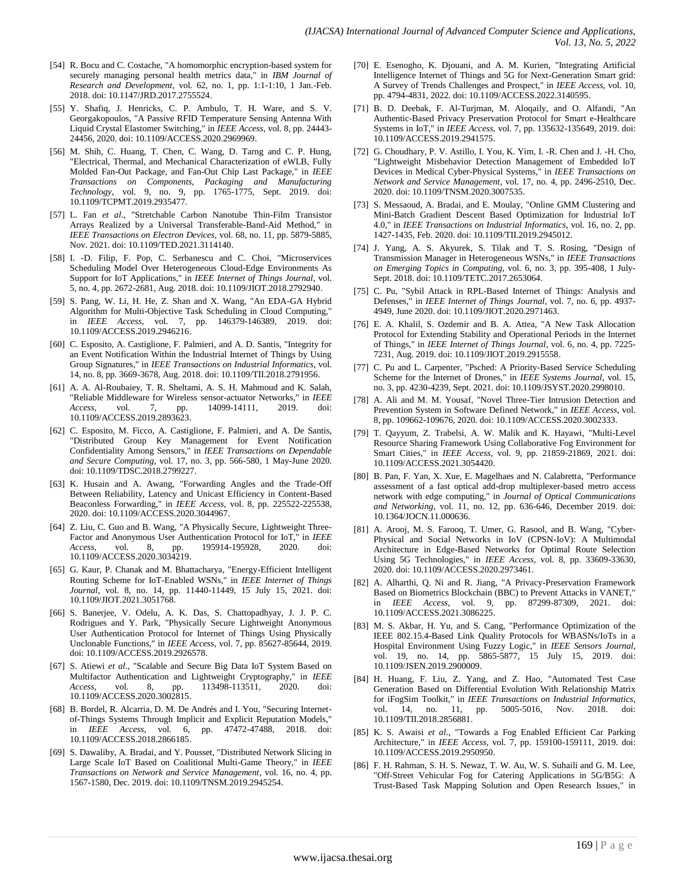[54] R. Bocu and C. Costache, "A homomorphic encryption-based system for securely managing personal health metrics data," in *IBM Journal of Research and Development*, vol. 62, no. 1, pp. 1:1-1:10, 1 Jan.-Feb. 2018. doi: 10.1147/JRD.2017.2755524.

[55] Y. Shafiq, J. Henricks, C. P. Ambulo, T. H. Ware, and S. V. Georgakopoulos, "A Passive RFID Temperature Sensing Antenna With Liquid Crystal Elastomer Switching," in *IEEE Access*, vol. 8, pp. 24443-24456, 2020. doi: 10.1109/ACCESS.2020.2969969.

[56] M. Shih, C. Huang, T. Chen, C. Wang, D. Tarng and C. P. Hung, "Electrical, Thermal, and Mechanical Characterization of eWLB, Fully Molded Fan-Out Package, and Fan-Out Chip Last Package," in *IEEE Transactions on Components, Packaging and Manufacturing Technology*, vol. 9, no. 9, pp. 1765-1775, Sept. 2019. doi: 10.1109/TCPMT.2019.2935477.

[57] L. Fan *et al*., "Stretchable Carbon Nanotube Thin-Film Transistor Arrays Realized by a Universal Transferable-Band-Aid Method," in *IEEE Transactions on Electron Devices*, vol. 68, no. 11, pp. 5879-5885, Nov. 2021. doi: 10.1109/TED.2021.3114140.

[58] I. -D. Filip, F. Pop, C. Serbanescu and C. Choi, "Microservices Scheduling Model Over Heterogeneous Cloud-Edge Environments As Support for IoT Applications," in *IEEE Internet of Things Journal*, vol. 5, no. 4, pp. 2672-2681, Aug. 2018. doi: 10.1109/JIOT.2018.2792940.

[59] S. Pang, W. Li, H. He, Z. Shan and X. Wang, "An EDA-GA Hybrid Algorithm for Multi-Objective Task Scheduling in Cloud Computing," in *IEEE Access*, vol. 7, pp. 146379-146389, 2019. doi: 10.1109/ACCESS.2019.2946216.

[60] C. Esposito, A. Castiglione, F. Palmieri, and A. D. Santis, "Integrity for an Event Notification Within the Industrial Internet of Things by Using Group Signatures," in *IEEE Transactions on Industrial Informatics*, vol. 14, no. 8, pp. 3669-3678, Aug. 2018. doi: 10.1109/TII.2018.2791956.

[61] A. A. Al-Roubaiey, T. R. Sheltami, A. S. H. Mahmoud and K. Salah, "Reliable Middleware for Wireless sensor-actuator Networks," in *IEEE Access*, vol. 7, pp. 14099-14111, 2019. doi: 10.1109/ACCESS.2019.2893623.

[62] C. Esposito, M. Ficco, A. Castiglione, F. Palmieri, and A. De Santis, "Distributed Group Key Management for Event Notification Confidentiality Among Sensors," in *IEEE Transactions on Dependable and Secure Computing*, vol. 17, no. 3, pp. 566-580, 1 May-June 2020. doi: 10.1109/TDSC.2018.2799227.

[63] K. Husain and A. Awang, "Forwarding Angles and the Trade-Off Between Reliability, Latency and Unicast Efficiency in Content-Based Beaconless Forwarding," in *IEEE Access*, vol. 8, pp. 225522-225538, 2020. doi: 10.1109/ACCESS.2020.3044967.

[64] Z. Liu, C. Guo and B. Wang, "A Physically Secure, Lightweight Three-Factor and Anonymous User Authentication Protocol for IoT," in *IEEE Access*, vol. 8, pp. 195914-195928, 2020. doi: 10.1109/ACCESS.2020.3034219.

[65] G. Kaur, P. Chanak and M. Bhattacharya, "Energy-Efficient Intelligent Routing Scheme for IoT-Enabled WSNs," in *IEEE Internet of Things Journal*, vol. 8, no. 14, pp. 11440-11449, 15 July 15, 2021. doi: 10.1109/JIOT.2021.3051768.

[66] S. Banerjee, V. Odelu, A. K. Das, S. Chattopadhyay, J. J. P. C. Rodrigues and Y. Park, "Physically Secure Lightweight Anonymous User Authentication Protocol for Internet of Things Using Physically Unclonable Functions," in *IEEE Access*, vol. 7, pp. 85627-85644, 2019. doi: 10.1109/ACCESS.2019.2926578.

[67] S. Atiewi *et al*., "Scalable and Secure Big Data IoT System Based on Multifactor Authentication and Lightweight Cryptography," in *IEEE Access*, vol. 8, pp. 113498-113511, 2020. doi: 10.1109/ACCESS.2020.3002815.

[68] B. Bordel, R. Alcarria, D. M. De Andrés and I. You, "Securing Internet-of-Things Systems Through Implicit and Explicit Reputation Models," in *IEEE Access*, vol. 6, pp. 47472-47488, 2018. doi: 10.1109/ACCESS.2018.2866185.

[69] S. Dawaliby, A. Bradai, and Y. Pousset, "Distributed Network Slicing in Large Scale IoT Based on Coalitional Multi-Game Theory," in *IEEE Transactions on Network and Service Management*, vol. 16, no. 4, pp. 1567-1580, Dec. 2019. doi: 10.1109/TNSM.2019.2945254.

[70] E. Esenogho, K. Djouani, and A. M. Kurien, "Integrating Artificial Intelligence Internet of Things and 5G for Next-Generation Smart grid: A Survey of Trends Challenges and Prospect," in *IEEE Access*, vol. 10, pp. 4794-4831, 2022. doi: 10.1109/ACCESS.2022.3140595.

[71] B. D. Deebak, F. Al-Turjman, M. Aloqaily, and O. Alfandi, "An Authentic-Based Privacy Preservation Protocol for Smart e-Healthcare Systems in IoT," in *IEEE Access*, vol. 7, pp. 135632-135649, 2019. doi: 10.1109/ACCESS.2019.2941575.

[72] G. Choudhary, P. V. Astillo, I. You, K. Yim, I. -R. Chen and J. -H. Cho, "Lightweight Misbehavior Detection Management of Embedded IoT Devices in Medical Cyber-Physical Systems," in *IEEE Transactions on Network and Service Management*, vol. 17, no. 4, pp. 2496-2510, Dec. 2020. doi: 10.1109/TNSM.2020.3007535.

[73] S. Messaoud, A. Bradai, and E. Moulay, "Online GMM Clustering and Mini-Batch Gradient Descent Based Optimization for Industrial IoT 4.0," in *IEEE Transactions on Industrial Informatics*, vol. 16, no. 2, pp. 1427-1435, Feb. 2020. doi: 10.1109/TII.2019.2945012.

[74] J. Yang, A. S. Akyurek, S. Tilak and T. S. Rosing, "Design of Transmission Manager in Heterogeneous WSNs," in *IEEE Transactions on Emerging Topics in Computing*, vol. 6, no. 3, pp. 395-408, 1 July-Sept. 2018. doi: 10.1109/TETC.2017.2653064.

[75] C. Pu, "Sybil Attack in RPL-Based Internet of Things: Analysis and Defenses," in *IEEE Internet of Things Journal*, vol. 7, no. 6, pp. 4937-4949, June 2020. doi: 10.1109/JIOT.2020.2971463.

[76] E. A. Khalil, S. Ozdemir and B. A. Attea, "A New Task Allocation Protocol for Extending Stability and Operational Periods in the Internet of Things," in *IEEE Internet of Things Journal*, vol. 6, no. 4, pp. 7225-7231, Aug. 2019. doi: 10.1109/JIOT.2019.2915558.

[77] C. Pu and L. Carpenter, "Psched: A Priority-Based Service Scheduling Scheme for the Internet of Drones," in *IEEE Systems Journal*, vol. 15, no. 3, pp. 4230-4239, Sept. 2021. doi: 10.1109/JSYST.2020.2998010.

[78] A. Ali and M. M. Yousaf, "Novel Three-Tier Intrusion Detection and Prevention System in Software Defined Network," in *IEEE Access*, vol. 8, pp. 109662-109676, 2020. doi: 10.1109/ACCESS.2020.3002333.

[79] T. Qayyum, Z. Trabelsi, A. W. Malik and K. Hayawi, "Multi-Level Resource Sharing Framework Using Collaborative Fog Environment for Smart Cities," in *IEEE Access*, vol. 9, pp. 21859-21869, 2021. doi: 10.1109/ACCESS.2021.3054420.

[80] B. Pan, F. Yan, X. Xue, E. Magelhaes and N. Calabretta, "Performance assessment of a fast optical add-drop multiplexer-based metro access network with edge computing," in *Journal of Optical Communications and Networking*, vol. 11, no. 12, pp. 636-646, December 2019. doi: 10.1364/JOCN.11.000636.

[81] A. Arooj, M. S. Farooq, T. Umer, G. Rasool, and B. Wang, "Cyber-Physical and Social Networks in IoV (CPSN-IoV): A Multimodal Architecture in Edge-Based Networks for Optimal Route Selection Using 5G Technologies," in *IEEE Access*, vol. 8, pp. 33609-33630, 2020. doi: 10.1109/ACCESS.2020.2973461.

[82] A. Alharthi, Q. Ni and R. Jiang, "A Privacy-Preservation Framework Based on Biometrics Blockchain (BBC) to Prevent Attacks in VANET," in *IEEE Access*, vol. 9, pp. 87299-87309, 2021. doi: 10.1109/ACCESS.2021.3086225.

[83] M. S. Akbar, H. Yu, and S. Cang, "Performance Optimization of the IEEE 802.15.4-Based Link Quality Protocols for WBASNs/IoTs in a Hospital Environment Using Fuzzy Logic," in *IEEE Sensors Journal*, vol. 19, no. 14, pp. 5865-5877, 15 July 15, 2019. doi: 10.1109/JSEN.2019.2900009.

[84] H. Huang, F. Liu, Z. Yang, and Z. Hao, "Automated Test Case Generation Based on Differential Evolution With Relationship Matrix for iFogSim Toolkit," in *IEEE Transactions on Industrial Informatics*, vol. 14, no. 11, pp. 5005-5016, Nov. 2018. doi: 10.1109/TII.2018.2856881.

[85] K. S. Awaisi *et al*., "Towards a Fog Enabled Efficient Car Parking Architecture," in *IEEE Access*, vol. 7, pp. 159100-159111, 2019. doi: 10.1109/ACCESS.2019.2950950.

[86] F. H. Rahman, S. H. S. Newaz, T. W. Au, W. S. Suhaili and G. M. Lee, "Off-Street Vehicular Fog for Catering Applications in 5G/B5G: A Trust-Based Task Mapping Solution and Open Research Issues," in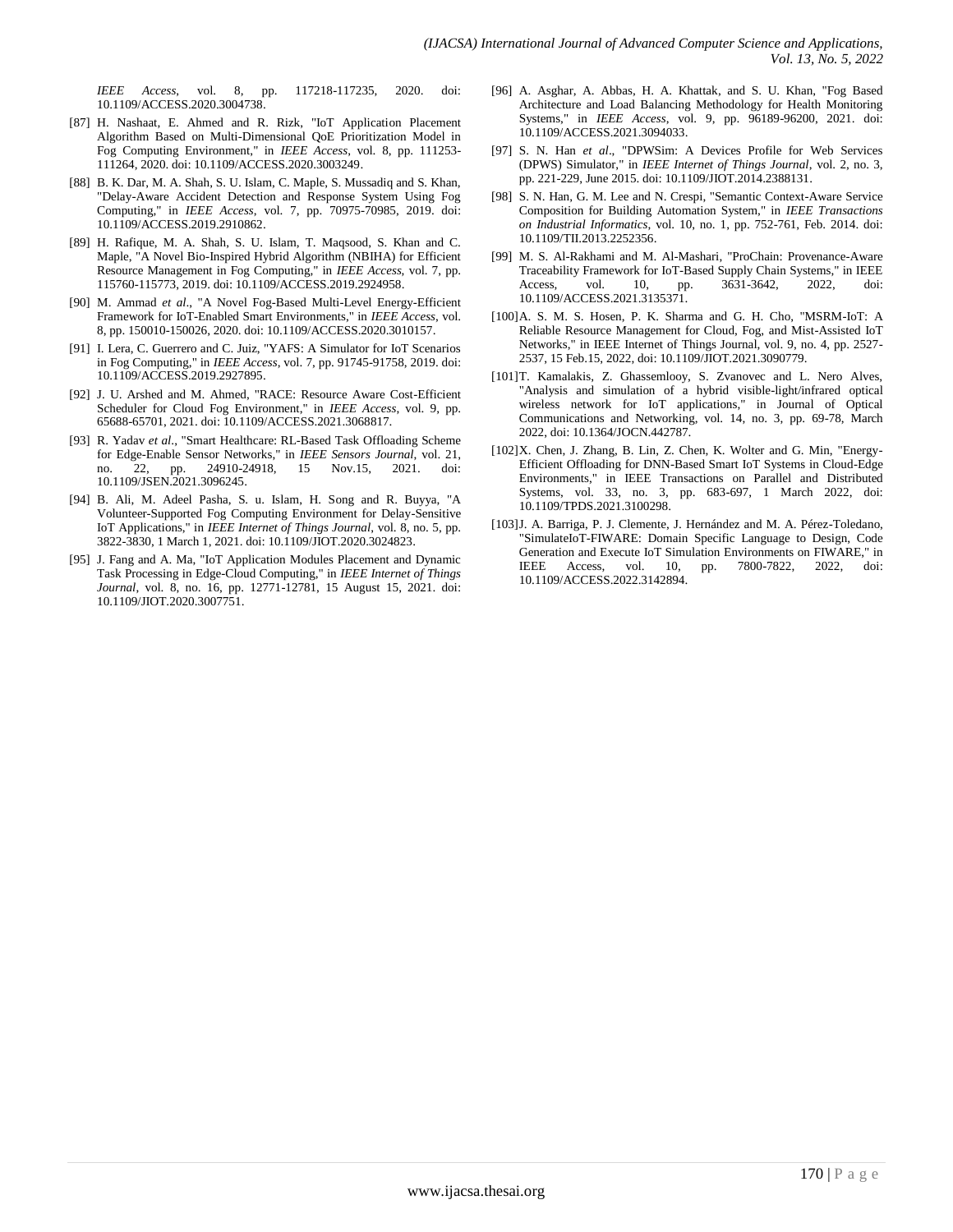*IEEE Access*, vol. 8, pp. 117218-117235, 2020. doi: 10.1109/ACCESS.2020.3004738.

[87] H. Nashaat, E. Ahmed and R. Rizk, "IoT Application Placement Algorithm Based on Multi-Dimensional QoE Prioritization Model in Fog Computing Environment," in *IEEE Access*, vol. 8, pp. 111253-111264, 2020. doi: 10.1109/ACCESS.2020.3003249.

[88] B. K. Dar, M. A. Shah, S. U. Islam, C. Maple, S. Mussadiq and S. Khan, "Delay-Aware Accident Detection and Response System Using Fog Computing," in *IEEE Access*, vol. 7, pp. 70975-70985, 2019. doi: 10.1109/ACCESS.2019.2910862.

[89] H. Rafique, M. A. Shah, S. U. Islam, T. Maqsood, S. Khan and C. Maple, "A Novel Bio-Inspired Hybrid Algorithm (NBIHA) for Efficient Resource Management in Fog Computing," in *IEEE Access*, vol. 7, pp. 115760-115773, 2019. doi: 10.1109/ACCESS.2019.2924958.

[90] M. Ammad *et al*., "A Novel Fog-Based Multi-Level Energy-Efficient Framework for IoT-Enabled Smart Environments," in *IEEE Access*, vol. 8, pp. 150010-150026, 2020. doi: 10.1109/ACCESS.2020.3010157.

[91] I. Lera, C. Guerrero and C. Juiz, "YAFS: A Simulator for IoT Scenarios in Fog Computing," in *IEEE Access*, vol. 7, pp. 91745-91758, 2019. doi: 10.1109/ACCESS.2019.2927895.

[92] J. U. Arshed and M. Ahmed, "RACE: Resource Aware Cost-Efficient Scheduler for Cloud Fog Environment," in *IEEE Access*, vol. 9, pp. 65688-65701, 2021. doi: 10.1109/ACCESS.2021.3068817.

[93] R. Yadav *et al*., "Smart Healthcare: RL-Based Task Offloading Scheme for Edge-Enable Sensor Networks," in *IEEE Sensors Journal*, vol. 21, no. 22, pp. 24910-24918, 15 Nov.15, 2021. doi: 10.1109/JSEN.2021.3096245.

[94] B. Ali, M. Adeel Pasha, S. u. Islam, H. Song and R. Buyya, "A Volunteer-Supported Fog Computing Environment for Delay-Sensitive IoT Applications," in *IEEE Internet of Things Journal*, vol. 8, no. 5, pp. 3822-3830, 1 March 1, 2021. doi: 10.1109/JIOT.2020.3024823.

[95] J. Fang and A. Ma, "IoT Application Modules Placement and Dynamic Task Processing in Edge-Cloud Computing," in *IEEE Internet of Things Journal*, vol. 8, no. 16, pp. 12771-12781, 15 August 15, 2021. doi: 10.1109/JIOT.2020.3007751.

[96] A. Asghar, A. Abbas, H. A. Khattak, and S. U. Khan, "Fog Based Architecture and Load Balancing Methodology for Health Monitoring Systems," in *IEEE Access*, vol. 9, pp. 96189-96200, 2021. doi: 10.1109/ACCESS.2021.3094033.

[97] S. N. Han *et al*., "DPWSim: A Devices Profile for Web Services (DPWS) Simulator," in *IEEE Internet of Things Journal*, vol. 2, no. 3, pp. 221-229, June 2015. doi: 10.1109/JIOT.2014.2388131.

[98] S. N. Han, G. M. Lee and N. Crespi, "Semantic Context-Aware Service Composition for Building Automation System," in *IEEE Transactions on Industrial Informatics*, vol. 10, no. 1, pp. 752-761, Feb. 2014. doi: 10.1109/TII.2013.2252356.

[99] M. S. Al-Rakhami and M. Al-Mashari, "ProChain: Provenance-Aware Traceability Framework for IoT-Based Supply Chain Systems," in IEEE Access, vol. 10, pp. 3631-3642, 2022, doi: 10.1109/ACCESS.2021.3135371.

[100] A. S. M. S. Hosen, P. K. Sharma and G. H. Cho, "MSRM-IoT: A Reliable Resource Management for Cloud, Fog, and Mist-Assisted IoT Networks," in IEEE Internet of Things Journal, vol. 9, no. 4, pp. 2527-2537, 15 Feb.15, 2022, doi: 10.1109/JIOT.2021.3090779.

[101] T. Kamalakis, Z. Ghassemlooy, S. Zvanovec and L. Nero Alves, "Analysis and simulation of a hybrid visible-light/infrared optical wireless network for IoT applications," in Journal of Optical Communications and Networking, vol. 14, no. 3, pp. 69-78, March 2022, doi: 10.1364/JOCN.442787.

[102] X. Chen, J. Zhang, B. Lin, Z. Chen, K. Wolter and G. Min, "Energy-Efficient Offloading for DNN-Based Smart IoT Systems in Cloud-Edge Environments," in IEEE Transactions on Parallel and Distributed Systems, vol. 33, no. 3, pp. 683-697, 1 March 2022, doi: 10.1109/TPDS.2021.3100298.

[103] J. A. Barriga, P. J. Clemente, J. Hernández and M. A. Pérez-Toledano, "SimulateIoT-FIWARE: Domain Specific Language to Design, Code Generation and Execute IoT Simulation Environments on FIWARE," in IEEE Access, vol. 10, pp. 7800-7822, 2022, doi: 10.1109/ACCESS.2022.3142894.